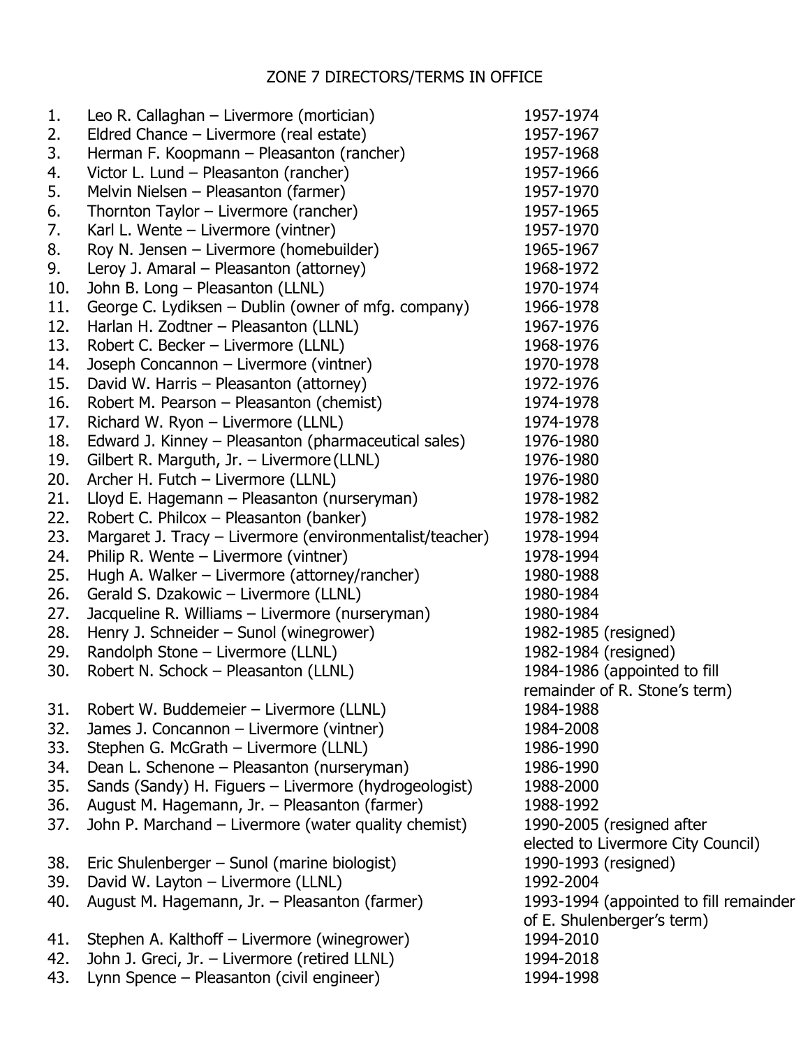# ZONE 7 DIRECTORS/TERMS IN OFFICE

| | Director | Term |
|---|---|---|
| 1. | Leo R. Callaghan – Livermore (mortician) | 1957-1974 |
| 2. | Eldred Chance – Livermore (real estate) | 1957-1967 |
| 3. | Herman F. Koopmann – Pleasanton (rancher) | 1957-1968 |
| 4. | Victor L. Lund – Pleasanton (rancher) | 1957-1966 |
| 5. | Melvin Nielsen – Pleasanton (farmer) | 1957-1970 |
| 6. | Thornton Taylor – Livermore (rancher) | 1957-1965 |
| 7. | Karl L. Wente – Livermore (vintner) | 1957-1970 |
| 8. | Roy N. Jensen – Livermore (homebuilder) | 1965-1967 |
| 9. | Leroy J. Amaral – Pleasanton (attorney) | 1968-1972 |
| 10. | John B. Long – Pleasanton (LLNL) | 1970-1974 |
| 11. | George C. Lydiksen – Dublin (owner of mfg. company) | 1966-1978 |
| 12. | Harlan H. Zodtner – Pleasanton (LLNL) | 1967-1976 |
| 13. | Robert C. Becker – Livermore (LLNL) | 1968-1976 |
| 14. | Joseph Concannon – Livermore (vintner) | 1970-1978 |
| 15. | David W. Harris – Pleasanton (attorney) | 1972-1976 |
| 16. | Robert M. Pearson – Pleasanton (chemist) | 1974-1978 |
| 17. | Richard W. Ryon – Livermore (LLNL) | 1974-1978 |
| 18. | Edward J. Kinney – Pleasanton (pharmaceutical sales) | 1976-1980 |
| 19. | Gilbert R. Marguth, Jr. – Livermore (LLNL) | 1976-1980 |
| 20. | Archer H. Futch – Livermore (LLNL) | 1976-1980 |
| 21. | Lloyd E. Hagemann – Pleasanton (nurseryman) | 1978-1982 |
| 22. | Robert C. Philcox – Pleasanton (banker) | 1978-1982 |
| 23. | Margaret J. Tracy – Livermore (environmentalist/teacher) | 1978-1994 |
| 24. | Philip R. Wente – Livermore (vintner) | 1978-1994 |
| 25. | Hugh A. Walker – Livermore (attorney/rancher) | 1980-1988 |
| 26. | Gerald S. Dzakowic – Livermore (LLNL) | 1980-1984 |
| 27. | Jacqueline R. Williams – Livermore (nurseryman) | 1980-1984 |
| 28. | Henry J. Schneider – Sunol (winegrower) | 1982-1985 (resigned) |
| 29. | Randolph Stone – Livermore (LLNL) | 1982-1984 (resigned) |
| 30. | Robert N. Schock – Pleasanton (LLNL) | 1984-1986 (appointed to fill remainder of R. Stone's term) |
| 31. | Robert W. Buddemeier – Livermore (LLNL) | 1984-1988 |
| 32. | James J. Concannon – Livermore (vintner) | 1984-2008 |
| 33. | Stephen G. McGrath – Livermore (LLNL) | 1986-1990 |
| 34. | Dean L. Schenone – Pleasanton (nurseryman) | 1986-1990 |
| 35. | Sands (Sandy) H. Figuers – Livermore (hydrogeologist) | 1988-2000 |
| 36. | August M. Hagemann, Jr. – Pleasanton (farmer) | 1988-1992 |
| 37. | John P. Marchand – Livermore (water quality chemist) | 1990-2005 (resigned after elected to Livermore City Council) |
| 38. | Eric Shulenberger – Sunol (marine biologist) | 1990-1993 (resigned) |
| 39. | David W. Layton – Livermore (LLNL) | 1992-2004 |
| 40. | August M. Hagemann, Jr. – Pleasanton (farmer) | 1993-1994 (appointed to fill remainder of E. Shulenberger's term) |
| 41. | Stephen A. Kalthoff – Livermore (winegrower) | 1994-2010 |
| 42. | John J. Greci, Jr. – Livermore (retired LLNL) | 1994-2018 |
| 43. | Lynn Spence – Pleasanton (civil engineer) | 1994-1998 |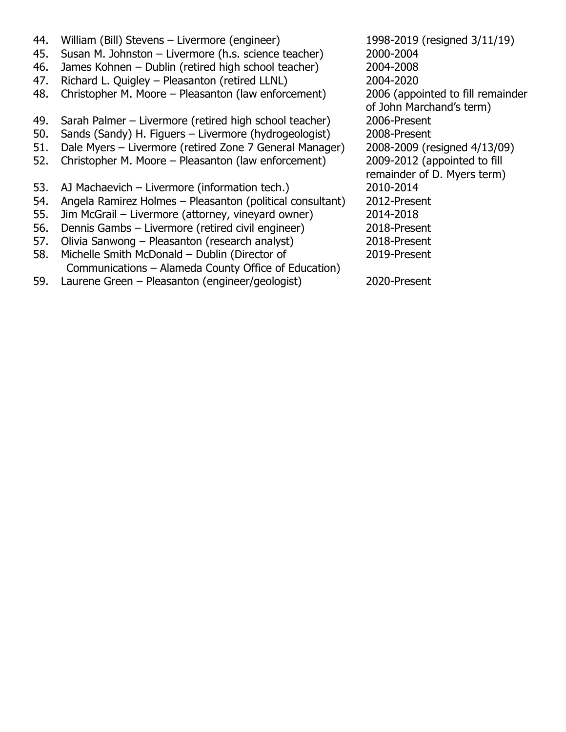44. William (Bill) Stevens – Livermore (engineer) 1998-2019 (resigned 3/11/19)
45. Susan M. Johnston – Livermore (h.s. science teacher) 2000-2004
46. James Kohnen – Dublin (retired high school teacher) 2004-2008
47. Richard L. Quigley – Pleasanton (retired LLNL) 2004-2020
48. Christopher M. Moore – Pleasanton (law enforcement) 2006 (appointed to fill remainder of John Marchand's term)
49. Sarah Palmer – Livermore (retired high school teacher) 2006-Present
50. Sands (Sandy) H. Figuers – Livermore (hydrogeologist) 2008-Present
51. Dale Myers – Livermore (retired Zone 7 General Manager) 2008-2009 (resigned 4/13/09)
52. Christopher M. Moore – Pleasanton (law enforcement) 2009-2012 (appointed to fill remainder of D. Myers term)
53. AJ Machaevich – Livermore (information tech.) 2010-2014
54. Angela Ramirez Holmes – Pleasanton (political consultant) 2012-Present
55. Jim McGrail – Livermore (attorney, vineyard owner) 2014-2018
56. Dennis Gambs – Livermore (retired civil engineer) 2018-Present
57. Olivia Sanwong – Pleasanton (research analyst) 2018-Present
58. Michelle Smith McDonald – Dublin (Director of Communications – Alameda County Office of Education) 2019-Present
59. Laurene Green – Pleasanton (engineer/geologist) 2020-Present